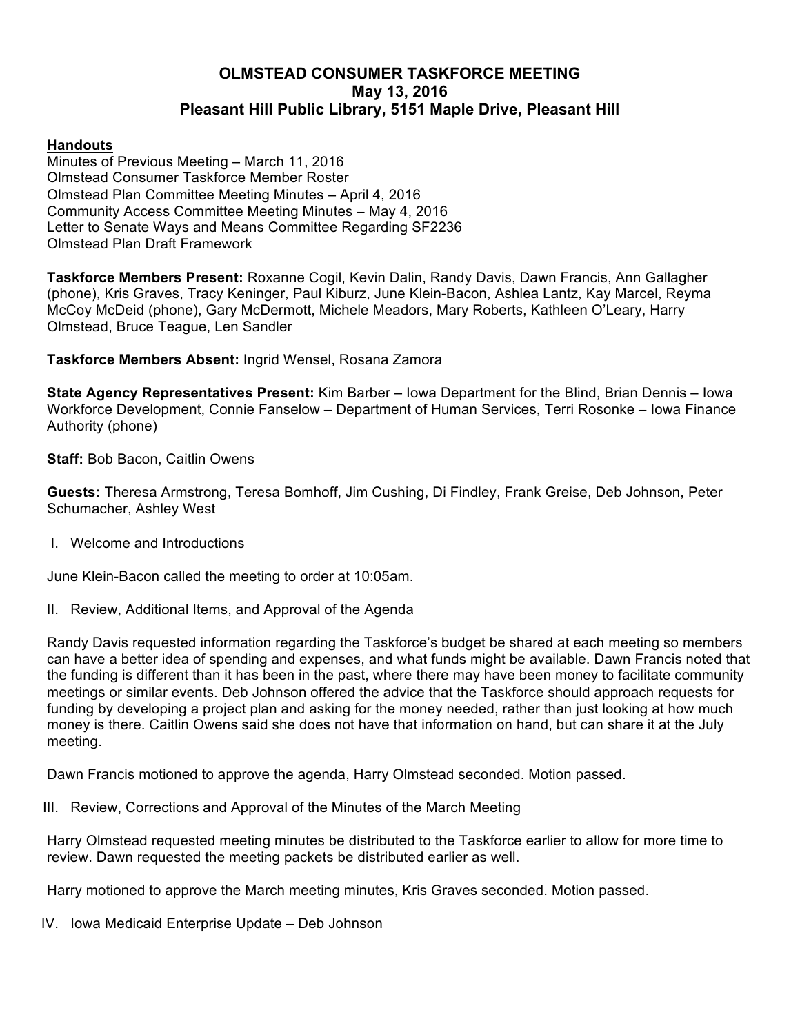# OLMSTEAD CONSUMER TASKFORCE MEETING
## May 13, 2016
## Pleasant Hill Public Library, 5151 Maple Drive, Pleasant Hill

**Handouts**

Minutes of Previous Meeting – March 11, 2016
Olmstead Consumer Taskforce Member Roster
Olmstead Plan Committee Meeting Minutes – April 4, 2016
Community Access Committee Meeting Minutes – May 4, 2016
Letter to Senate Ways and Means Committee Regarding SF2236
Olmstead Plan Draft Framework

**Taskforce Members Present:** Roxanne Cogil, Kevin Dalin, Randy Davis, Dawn Francis, Ann Gallagher (phone), Kris Graves, Tracy Keninger, Paul Kiburz, June Klein-Bacon, Ashlea Lantz, Kay Marcel, Reyma McCoy McDeid (phone), Gary McDermott, Michele Meadors, Mary Roberts, Kathleen O'Leary, Harry Olmstead, Bruce Teague, Len Sandler

**Taskforce Members Absent:** Ingrid Wensel, Rosana Zamora

**State Agency Representatives Present:** Kim Barber – Iowa Department for the Blind, Brian Dennis – Iowa Workforce Development, Connie Fanselow – Department of Human Services, Terri Rosonke – Iowa Finance Authority (phone)

**Staff:** Bob Bacon, Caitlin Owens

**Guests:** Theresa Armstrong, Teresa Bomhoff, Jim Cushing, Di Findley, Frank Greise, Deb Johnson, Peter Schumacher, Ashley West

I. Welcome and Introductions

June Klein-Bacon called the meeting to order at 10:05am.

II. Review, Additional Items, and Approval of the Agenda

Randy Davis requested information regarding the Taskforce's budget be shared at each meeting so members can have a better idea of spending and expenses, and what funds might be available. Dawn Francis noted that the funding is different than it has been in the past, where there may have been money to facilitate community meetings or similar events. Deb Johnson offered the advice that the Taskforce should approach requests for funding by developing a project plan and asking for the money needed, rather than just looking at how much money is there. Caitlin Owens said she does not have that information on hand, but can share it at the July meeting.

Dawn Francis motioned to approve the agenda, Harry Olmstead seconded. Motion passed.

III. Review, Corrections and Approval of the Minutes of the March Meeting

Harry Olmstead requested meeting minutes be distributed to the Taskforce earlier to allow for more time to review. Dawn requested the meeting packets be distributed earlier as well.

Harry motioned to approve the March meeting minutes, Kris Graves seconded. Motion passed.

IV. Iowa Medicaid Enterprise Update – Deb Johnson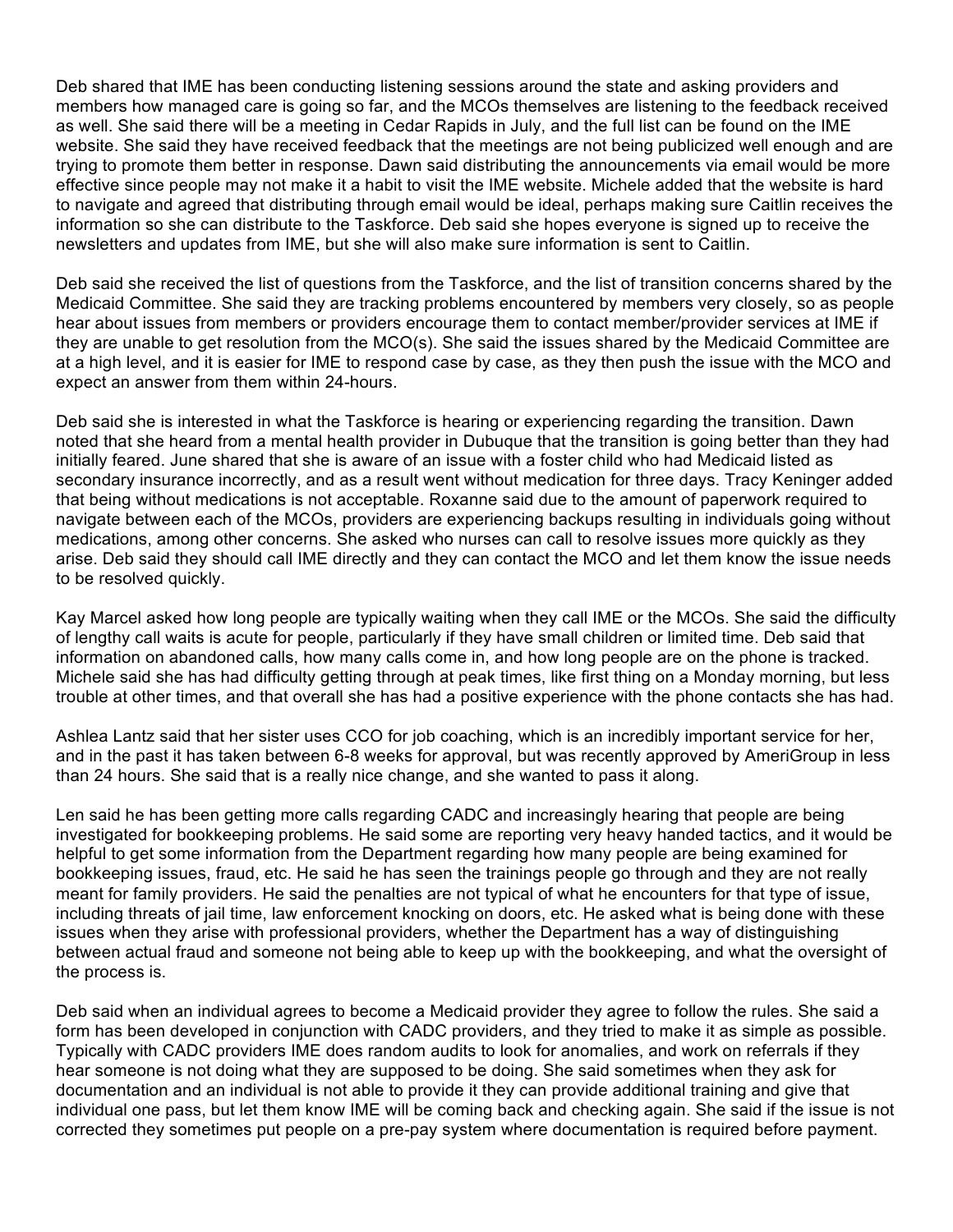Deb shared that IME has been conducting listening sessions around the state and asking providers and members how managed care is going so far, and the MCOs themselves are listening to the feedback received as well. She said there will be a meeting in Cedar Rapids in July, and the full list can be found on the IME website. She said they have received feedback that the meetings are not being publicized well enough and are trying to promote them better in response. Dawn said distributing the announcements via email would be more effective since people may not make it a habit to visit the IME website. Michele added that the website is hard to navigate and agreed that distributing through email would be ideal, perhaps making sure Caitlin receives the information so she can distribute to the Taskforce. Deb said she hopes everyone is signed up to receive the newsletters and updates from IME, but she will also make sure information is sent to Caitlin.

Deb said she received the list of questions from the Taskforce, and the list of transition concerns shared by the Medicaid Committee. She said they are tracking problems encountered by members very closely, so as people hear about issues from members or providers encourage them to contact member/provider services at IME if they are unable to get resolution from the MCO(s). She said the issues shared by the Medicaid Committee are at a high level, and it is easier for IME to respond case by case, as they then push the issue with the MCO and expect an answer from them within 24-hours.

Deb said she is interested in what the Taskforce is hearing or experiencing regarding the transition. Dawn noted that she heard from a mental health provider in Dubuque that the transition is going better than they had initially feared. June shared that she is aware of an issue with a foster child who had Medicaid listed as secondary insurance incorrectly, and as a result went without medication for three days. Tracy Keninger added that being without medications is not acceptable. Roxanne said due to the amount of paperwork required to navigate between each of the MCOs, providers are experiencing backups resulting in individuals going without medications, among other concerns. She asked who nurses can call to resolve issues more quickly as they arise. Deb said they should call IME directly and they can contact the MCO and let them know the issue needs to be resolved quickly.

Kay Marcel asked how long people are typically waiting when they call IME or the MCOs. She said the difficulty of lengthy call waits is acute for people, particularly if they have small children or limited time. Deb said that information on abandoned calls, how many calls come in, and how long people are on the phone is tracked. Michele said she has had difficulty getting through at peak times, like first thing on a Monday morning, but less trouble at other times, and that overall she has had a positive experience with the phone contacts she has had.

Ashlea Lantz said that her sister uses CCO for job coaching, which is an incredibly important service for her, and in the past it has taken between 6-8 weeks for approval, but was recently approved by AmeriGroup in less than 24 hours. She said that is a really nice change, and she wanted to pass it along.

Len said he has been getting more calls regarding CADC and increasingly hearing that people are being investigated for bookkeeping problems. He said some are reporting very heavy handed tactics, and it would be helpful to get some information from the Department regarding how many people are being examined for bookkeeping issues, fraud, etc. He said he has seen the trainings people go through and they are not really meant for family providers. He said the penalties are not typical of what he encounters for that type of issue, including threats of jail time, law enforcement knocking on doors, etc. He asked what is being done with these issues when they arise with professional providers, whether the Department has a way of distinguishing between actual fraud and someone not being able to keep up with the bookkeeping, and what the oversight of the process is.

Deb said when an individual agrees to become a Medicaid provider they agree to follow the rules. She said a form has been developed in conjunction with CADC providers, and they tried to make it as simple as possible. Typically with CADC providers IME does random audits to look for anomalies, and work on referrals if they hear someone is not doing what they are supposed to be doing. She said sometimes when they ask for documentation and an individual is not able to provide it they can provide additional training and give that individual one pass, but let them know IME will be coming back and checking again. She said if the issue is not corrected they sometimes put people on a pre-pay system where documentation is required before payment.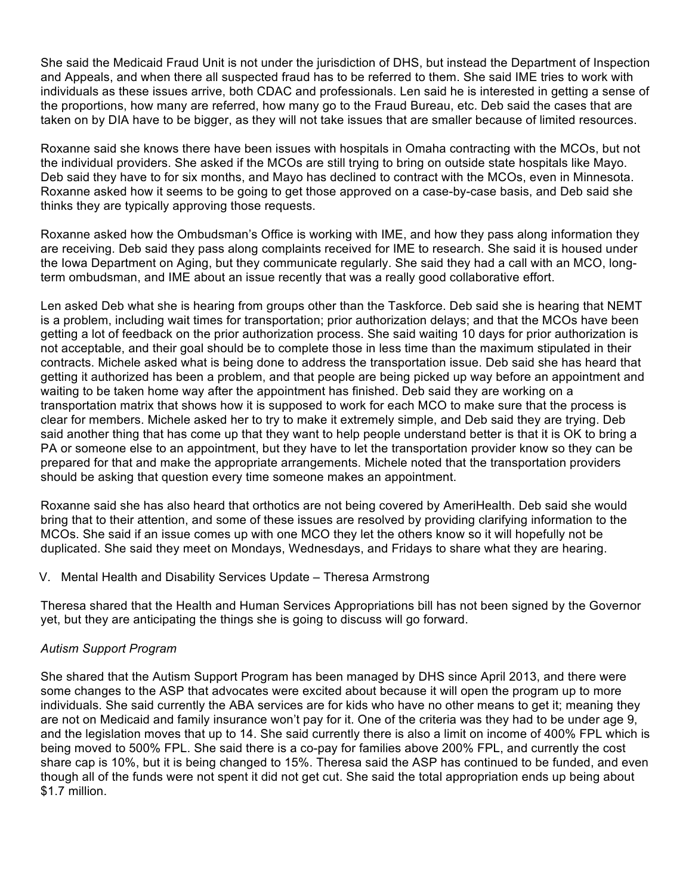She said the Medicaid Fraud Unit is not under the jurisdiction of DHS, but instead the Department of Inspection and Appeals, and when there all suspected fraud has to be referred to them. She said IME tries to work with individuals as these issues arrive, both CDAC and professionals. Len said he is interested in getting a sense of the proportions, how many are referred, how many go to the Fraud Bureau, etc. Deb said the cases that are taken on by DIA have to be bigger, as they will not take issues that are smaller because of limited resources.

Roxanne said she knows there have been issues with hospitals in Omaha contracting with the MCOs, but not the individual providers. She asked if the MCOs are still trying to bring on outside state hospitals like Mayo. Deb said they have to for six months, and Mayo has declined to contract with the MCOs, even in Minnesota. Roxanne asked how it seems to be going to get those approved on a case-by-case basis, and Deb said she thinks they are typically approving those requests.

Roxanne asked how the Ombudsman's Office is working with IME, and how they pass along information they are receiving. Deb said they pass along complaints received for IME to research. She said it is housed under the Iowa Department on Aging, but they communicate regularly. She said they had a call with an MCO, long-term ombudsman, and IME about an issue recently that was a really good collaborative effort.

Len asked Deb what she is hearing from groups other than the Taskforce. Deb said she is hearing that NEMT is a problem, including wait times for transportation; prior authorization delays; and that the MCOs have been getting a lot of feedback on the prior authorization process. She said waiting 10 days for prior authorization is not acceptable, and their goal should be to complete those in less time than the maximum stipulated in their contracts. Michele asked what is being done to address the transportation issue. Deb said she has heard that getting it authorized has been a problem, and that people are being picked up way before an appointment and waiting to be taken home way after the appointment has finished. Deb said they are working on a transportation matrix that shows how it is supposed to work for each MCO to make sure that the process is clear for members. Michele asked her to try to make it extremely simple, and Deb said they are trying. Deb said another thing that has come up that they want to help people understand better is that it is OK to bring a PA or someone else to an appointment, but they have to let the transportation provider know so they can be prepared for that and make the appropriate arrangements. Michele noted that the transportation providers should be asking that question every time someone makes an appointment.

Roxanne said she has also heard that orthotics are not being covered by AmeriHealth. Deb said she would bring that to their attention, and some of these issues are resolved by providing clarifying information to the MCOs. She said if an issue comes up with one MCO they let the others know so it will hopefully not be duplicated. She said they meet on Mondays, Wednesdays, and Fridays to share what they are hearing.

## V. Mental Health and Disability Services Update – Theresa Armstrong

Theresa shared that the Health and Human Services Appropriations bill has not been signed by the Governor yet, but they are anticipating the things she is going to discuss will go forward.

### *Autism Support Program*

She shared that the Autism Support Program has been managed by DHS since April 2013, and there were some changes to the ASP that advocates were excited about because it will open the program up to more individuals. She said currently the ABA services are for kids who have no other means to get it; meaning they are not on Medicaid and family insurance won't pay for it. One of the criteria was they had to be under age 9, and the legislation moves that up to 14. She said currently there is also a limit on income of 400% FPL which is being moved to 500% FPL. She said there is a co-pay for families above 200% FPL, and currently the cost share cap is 10%, but it is being changed to 15%. Theresa said the ASP has continued to be funded, and even though all of the funds were not spent it did not get cut. She said the total appropriation ends up being about $1.7 million.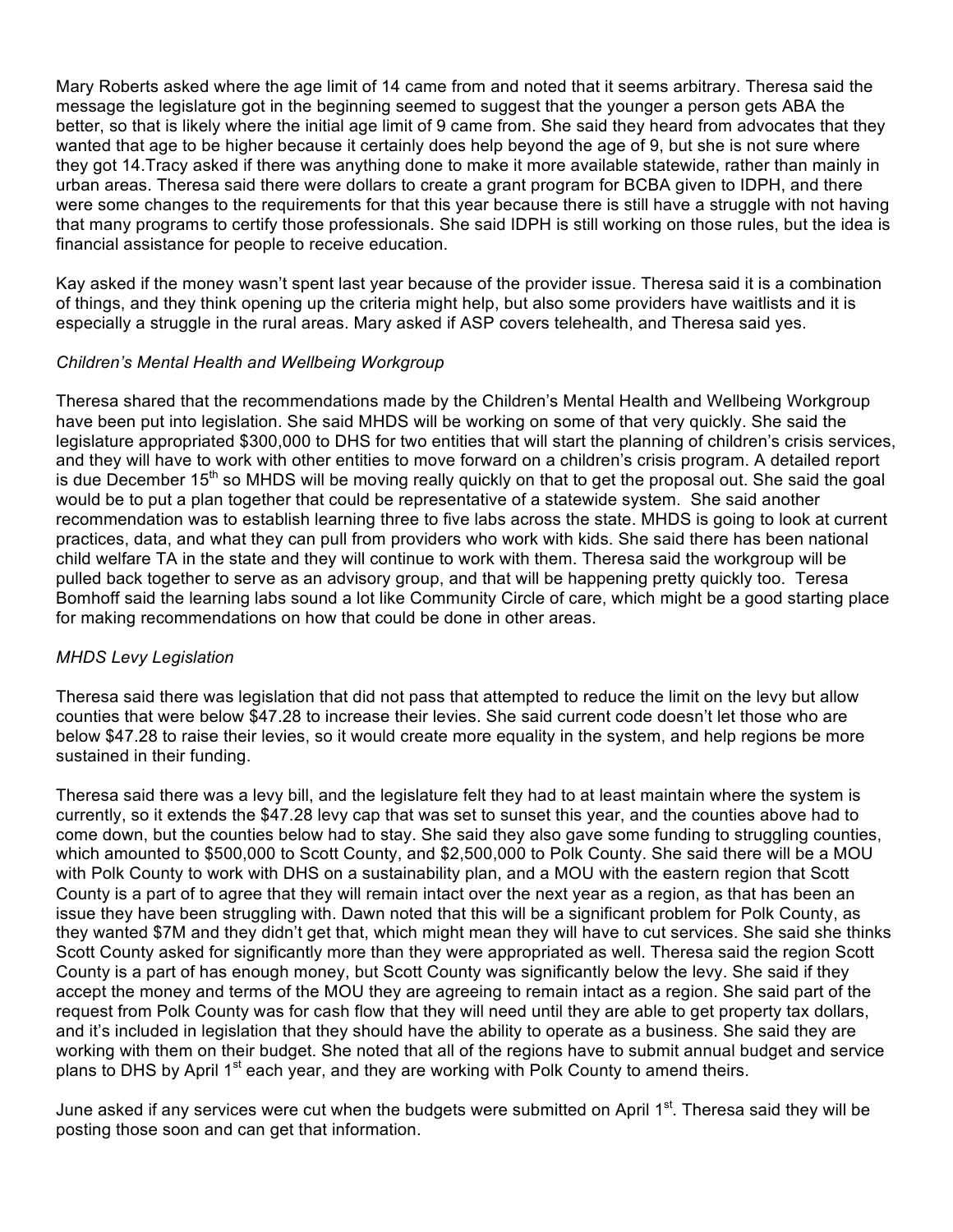Mary Roberts asked where the age limit of 14 came from and noted that it seems arbitrary. Theresa said the message the legislature got in the beginning seemed to suggest that the younger a person gets ABA the better, so that is likely where the initial age limit of 9 came from. She said they heard from advocates that they wanted that age to be higher because it certainly does help beyond the age of 9, but she is not sure where they got 14.Tracy asked if there was anything done to make it more available statewide, rather than mainly in urban areas. Theresa said there were dollars to create a grant program for BCBA given to IDPH, and there were some changes to the requirements for that this year because there is still have a struggle with not having that many programs to certify those professionals. She said IDPH is still working on those rules, but the idea is financial assistance for people to receive education.

Kay asked if the money wasn't spent last year because of the provider issue. Theresa said it is a combination of things, and they think opening up the criteria might help, but also some providers have waitlists and it is especially a struggle in the rural areas. Mary asked if ASP covers telehealth, and Theresa said yes.

*Children's Mental Health and Wellbeing Workgroup*

Theresa shared that the recommendations made by the Children's Mental Health and Wellbeing Workgroup have been put into legislation. She said MHDS will be working on some of that very quickly. She said the legislature appropriated $300,000 to DHS for two entities that will start the planning of children's crisis services, and they will have to work with other entities to move forward on a children's crisis program. A detailed report is due December 15th so MHDS will be moving really quickly on that to get the proposal out. She said the goal would be to put a plan together that could be representative of a statewide system. She said another recommendation was to establish learning three to five labs across the state. MHDS is going to look at current practices, data, and what they can pull from providers who work with kids. She said there has been national child welfare TA in the state and they will continue to work with them. Theresa said the workgroup will be pulled back together to serve as an advisory group, and that will be happening pretty quickly too. Teresa Bomhoff said the learning labs sound a lot like Community Circle of care, which might be a good starting place for making recommendations on how that could be done in other areas.

*MHDS Levy Legislation*

Theresa said there was legislation that did not pass that attempted to reduce the limit on the levy but allow counties that were below $47.28 to increase their levies. She said current code doesn't let those who are below $47.28 to raise their levies, so it would create more equality in the system, and help regions be more sustained in their funding.

Theresa said there was a levy bill, and the legislature felt they had to at least maintain where the system is currently, so it extends the $47.28 levy cap that was set to sunset this year, and the counties above had to come down, but the counties below had to stay. She said they also gave some funding to struggling counties, which amounted to $500,000 to Scott County, and $2,500,000 to Polk County. She said there will be a MOU with Polk County to work with DHS on a sustainability plan, and a MOU with the eastern region that Scott County is a part of to agree that they will remain intact over the next year as a region, as that has been an issue they have been struggling with. Dawn noted that this will be a significant problem for Polk County, as they wanted $7M and they didn't get that, which might mean they will have to cut services. She said she thinks Scott County asked for significantly more than they were appropriated as well. Theresa said the region Scott County is a part of has enough money, but Scott County was significantly below the levy. She said if they accept the money and terms of the MOU they are agreeing to remain intact as a region. She said part of the request from Polk County was for cash flow that they will need until they are able to get property tax dollars, and it's included in legislation that they should have the ability to operate as a business. She said they are working with them on their budget. She noted that all of the regions have to submit annual budget and service plans to DHS by April 1st each year, and they are working with Polk County to amend theirs.

June asked if any services were cut when the budgets were submitted on April 1st. Theresa said they will be posting those soon and can get that information.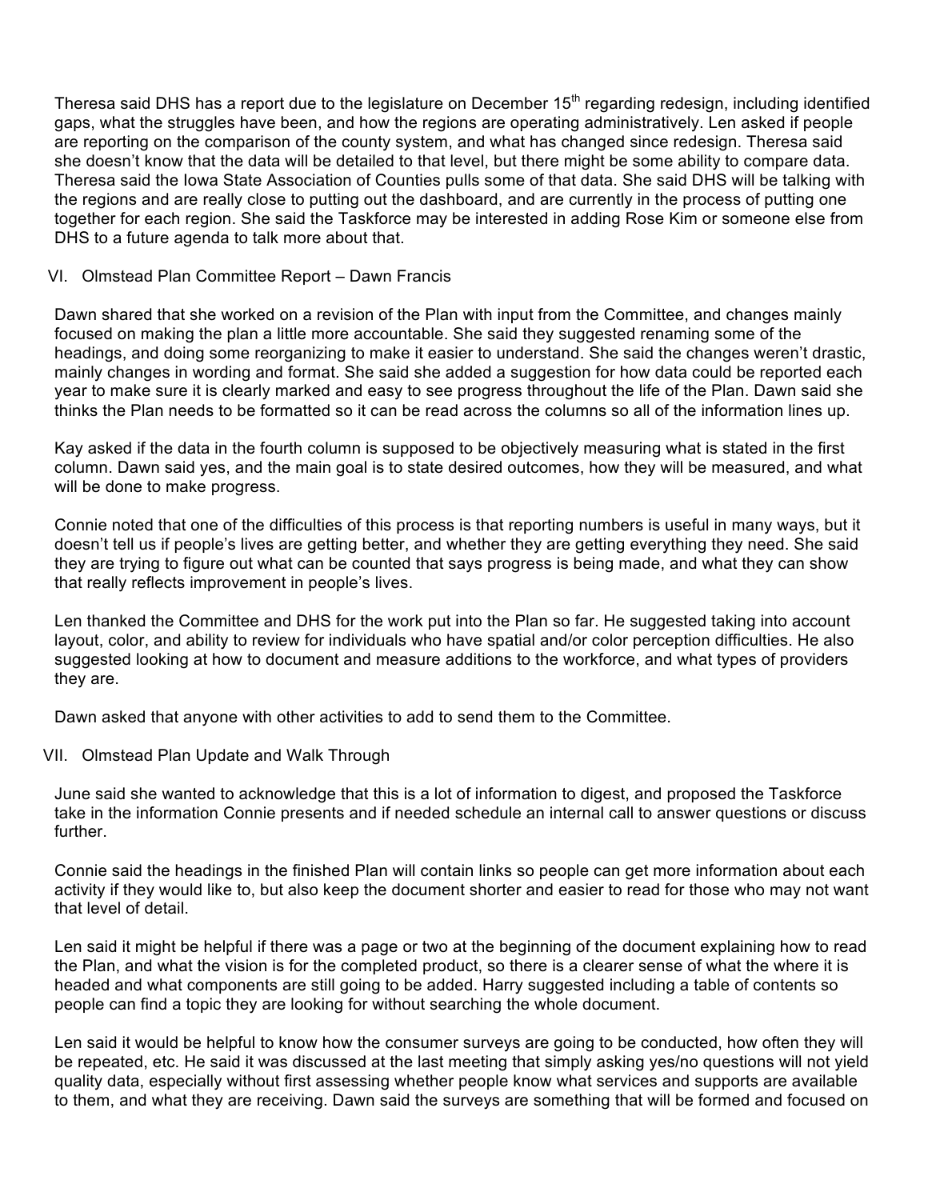Theresa said DHS has a report due to the legislature on December 15th regarding redesign, including identified gaps, what the struggles have been, and how the regions are operating administratively. Len asked if people are reporting on the comparison of the county system, and what has changed since redesign. Theresa said she doesn't know that the data will be detailed to that level, but there might be some ability to compare data. Theresa said the Iowa State Association of Counties pulls some of that data. She said DHS will be talking with the regions and are really close to putting out the dashboard, and are currently in the process of putting one together for each region. She said the Taskforce may be interested in adding Rose Kim or someone else from DHS to a future agenda to talk more about that.

## VI. Olmstead Plan Committee Report – Dawn Francis

Dawn shared that she worked on a revision of the Plan with input from the Committee, and changes mainly focused on making the plan a little more accountable. She said they suggested renaming some of the headings, and doing some reorganizing to make it easier to understand. She said the changes weren't drastic, mainly changes in wording and format. She said she added a suggestion for how data could be reported each year to make sure it is clearly marked and easy to see progress throughout the life of the Plan. Dawn said she thinks the Plan needs to be formatted so it can be read across the columns so all of the information lines up.

Kay asked if the data in the fourth column is supposed to be objectively measuring what is stated in the first column. Dawn said yes, and the main goal is to state desired outcomes, how they will be measured, and what will be done to make progress.

Connie noted that one of the difficulties of this process is that reporting numbers is useful in many ways, but it doesn't tell us if people's lives are getting better, and whether they are getting everything they need. She said they are trying to figure out what can be counted that says progress is being made, and what they can show that really reflects improvement in people's lives.

Len thanked the Committee and DHS for the work put into the Plan so far. He suggested taking into account layout, color, and ability to review for individuals who have spatial and/or color perception difficulties. He also suggested looking at how to document and measure additions to the workforce, and what types of providers they are.

Dawn asked that anyone with other activities to add to send them to the Committee.

## VII. Olmstead Plan Update and Walk Through

June said she wanted to acknowledge that this is a lot of information to digest, and proposed the Taskforce take in the information Connie presents and if needed schedule an internal call to answer questions or discuss further.

Connie said the headings in the finished Plan will contain links so people can get more information about each activity if they would like to, but also keep the document shorter and easier to read for those who may not want that level of detail.

Len said it might be helpful if there was a page or two at the beginning of the document explaining how to read the Plan, and what the vision is for the completed product, so there is a clearer sense of what the where it is headed and what components are still going to be added. Harry suggested including a table of contents so people can find a topic they are looking for without searching the whole document.

Len said it would be helpful to know how the consumer surveys are going to be conducted, how often they will be repeated, etc. He said it was discussed at the last meeting that simply asking yes/no questions will not yield quality data, especially without first assessing whether people know what services and supports are available to them, and what they are receiving. Dawn said the surveys are something that will be formed and focused on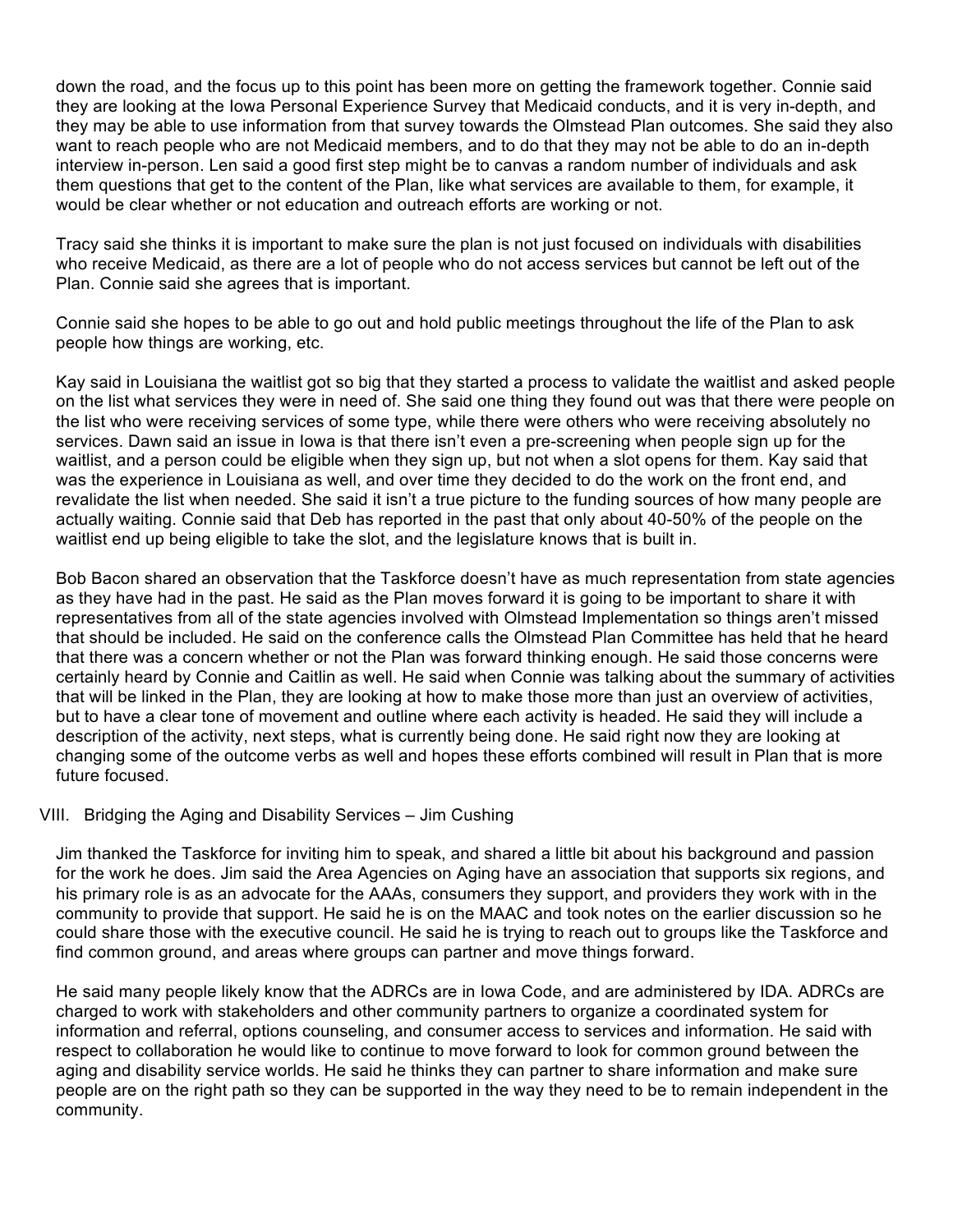down the road, and the focus up to this point has been more on getting the framework together. Connie said they are looking at the Iowa Personal Experience Survey that Medicaid conducts, and it is very in-depth, and they may be able to use information from that survey towards the Olmstead Plan outcomes. She said they also want to reach people who are not Medicaid members, and to do that they may not be able to do an in-depth interview in-person. Len said a good first step might be to canvas a random number of individuals and ask them questions that get to the content of the Plan, like what services are available to them, for example, it would be clear whether or not education and outreach efforts are working or not.

Tracy said she thinks it is important to make sure the plan is not just focused on individuals with disabilities who receive Medicaid, as there are a lot of people who do not access services but cannot be left out of the Plan. Connie said she agrees that is important.

Connie said she hopes to be able to go out and hold public meetings throughout the life of the Plan to ask people how things are working, etc.

Kay said in Louisiana the waitlist got so big that they started a process to validate the waitlist and asked people on the list what services they were in need of. She said one thing they found out was that there were people on the list who were receiving services of some type, while there were others who were receiving absolutely no services. Dawn said an issue in Iowa is that there isn't even a pre-screening when people sign up for the waitlist, and a person could be eligible when they sign up, but not when a slot opens for them. Kay said that was the experience in Louisiana as well, and over time they decided to do the work on the front end, and revalidate the list when needed. She said it isn't a true picture to the funding sources of how many people are actually waiting. Connie said that Deb has reported in the past that only about 40-50% of the people on the waitlist end up being eligible to take the slot, and the legislature knows that is built in.

Bob Bacon shared an observation that the Taskforce doesn't have as much representation from state agencies as they have had in the past. He said as the Plan moves forward it is going to be important to share it with representatives from all of the state agencies involved with Olmstead Implementation so things aren't missed that should be included. He said on the conference calls the Olmstead Plan Committee has held that he heard that there was a concern whether or not the Plan was forward thinking enough. He said those concerns were certainly heard by Connie and Caitlin as well. He said when Connie was talking about the summary of activities that will be linked in the Plan, they are looking at how to make those more than just an overview of activities, but to have a clear tone of movement and outline where each activity is headed. He said they will include a description of the activity, next steps, what is currently being done. He said right now they are looking at changing some of the outcome verbs as well and hopes these efforts combined will result in Plan that is more future focused.

VIII. Bridging the Aging and Disability Services – Jim Cushing

Jim thanked the Taskforce for inviting him to speak, and shared a little bit about his background and passion for the work he does. Jim said the Area Agencies on Aging have an association that supports six regions, and his primary role is as an advocate for the AAAs, consumers they support, and providers they work with in the community to provide that support. He said he is on the MAAC and took notes on the earlier discussion so he could share those with the executive council. He said he is trying to reach out to groups like the Taskforce and find common ground, and areas where groups can partner and move things forward.

He said many people likely know that the ADRCs are in Iowa Code, and are administered by IDA. ADRCs are charged to work with stakeholders and other community partners to organize a coordinated system for information and referral, options counseling, and consumer access to services and information. He said with respect to collaboration he would like to continue to move forward to look for common ground between the aging and disability service worlds. He said he thinks they can partner to share information and make sure people are on the right path so they can be supported in the way they need to be to remain independent in the community.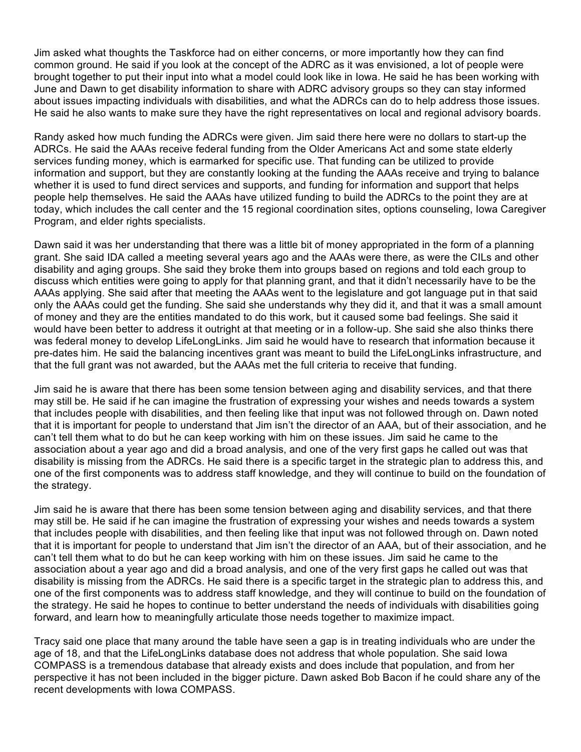Jim asked what thoughts the Taskforce had on either concerns, or more importantly how they can find common ground. He said if you look at the concept of the ADRC as it was envisioned, a lot of people were brought together to put their input into what a model could look like in Iowa. He said he has been working with June and Dawn to get disability information to share with ADRC advisory groups so they can stay informed about issues impacting individuals with disabilities, and what the ADRCs can do to help address those issues. He said he also wants to make sure they have the right representatives on local and regional advisory boards.

Randy asked how much funding the ADRCs were given. Jim said there here were no dollars to start-up the ADRCs. He said the AAAs receive federal funding from the Older Americans Act and some state elderly services funding money, which is earmarked for specific use. That funding can be utilized to provide information and support, but they are constantly looking at the funding the AAAs receive and trying to balance whether it is used to fund direct services and supports, and funding for information and support that helps people help themselves. He said the AAAs have utilized funding to build the ADRCs to the point they are at today, which includes the call center and the 15 regional coordination sites, options counseling, Iowa Caregiver Program, and elder rights specialists.

Dawn said it was her understanding that there was a little bit of money appropriated in the form of a planning grant. She said IDA called a meeting several years ago and the AAAs were there, as were the CILs and other disability and aging groups. She said they broke them into groups based on regions and told each group to discuss which entities were going to apply for that planning grant, and that it didn't necessarily have to be the AAAs applying. She said after that meeting the AAAs went to the legislature and got language put in that said only the AAAs could get the funding. She said she understands why they did it, and that it was a small amount of money and they are the entities mandated to do this work, but it caused some bad feelings. She said it would have been better to address it outright at that meeting or in a follow-up. She said she also thinks there was federal money to develop LifeLongLinks. Jim said he would have to research that information because it pre-dates him. He said the balancing incentives grant was meant to build the LifeLongLinks infrastructure, and that the full grant was not awarded, but the AAAs met the full criteria to receive that funding.

Jim said he is aware that there has been some tension between aging and disability services, and that there may still be. He said if he can imagine the frustration of expressing your wishes and needs towards a system that includes people with disabilities, and then feeling like that input was not followed through on. Dawn noted that it is important for people to understand that Jim isn't the director of an AAA, but of their association, and he can't tell them what to do but he can keep working with him on these issues. Jim said he came to the association about a year ago and did a broad analysis, and one of the very first gaps he called out was that disability is missing from the ADRCs. He said there is a specific target in the strategic plan to address this, and one of the first components was to address staff knowledge, and they will continue to build on the foundation of the strategy.

Jim said he is aware that there has been some tension between aging and disability services, and that there may still be. He said if he can imagine the frustration of expressing your wishes and needs towards a system that includes people with disabilities, and then feeling like that input was not followed through on. Dawn noted that it is important for people to understand that Jim isn't the director of an AAA, but of their association, and he can't tell them what to do but he can keep working with him on these issues. Jim said he came to the association about a year ago and did a broad analysis, and one of the very first gaps he called out was that disability is missing from the ADRCs. He said there is a specific target in the strategic plan to address this, and one of the first components was to address staff knowledge, and they will continue to build on the foundation of the strategy. He said he hopes to continue to better understand the needs of individuals with disabilities going forward, and learn how to meaningfully articulate those needs together to maximize impact.

Tracy said one place that many around the table have seen a gap is in treating individuals who are under the age of 18, and that the LifeLongLinks database does not address that whole population. She said Iowa COMPASS is a tremendous database that already exists and does include that population, and from her perspective it has not been included in the bigger picture. Dawn asked Bob Bacon if he could share any of the recent developments with Iowa COMPASS.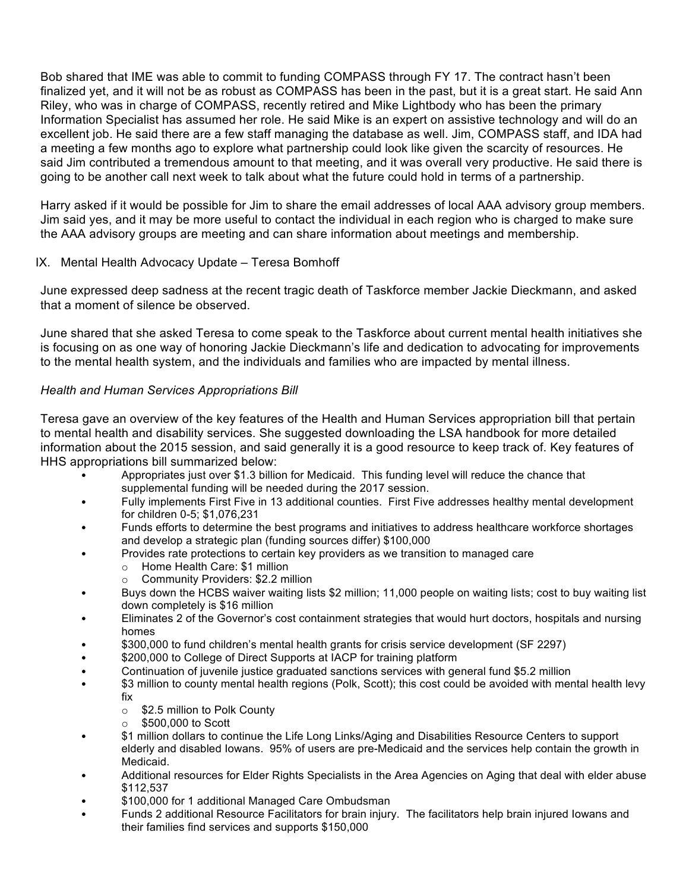Bob shared that IME was able to commit to funding COMPASS through FY 17. The contract hasn't been finalized yet, and it will not be as robust as COMPASS has been in the past, but it is a great start. He said Ann Riley, who was in charge of COMPASS, recently retired and Mike Lightbody who has been the primary Information Specialist has assumed her role. He said Mike is an expert on assistive technology and will do an excellent job. He said there are a few staff managing the database as well. Jim, COMPASS staff, and IDA had a meeting a few months ago to explore what partnership could look like given the scarcity of resources. He said Jim contributed a tremendous amount to that meeting, and it was overall very productive. He said there is going to be another call next week to talk about what the future could hold in terms of a partnership.

Harry asked if it would be possible for Jim to share the email addresses of local AAA advisory group members. Jim said yes, and it may be more useful to contact the individual in each region who is charged to make sure the AAA advisory groups are meeting and can share information about meetings and membership.

## IX. Mental Health Advocacy Update – Teresa Bomhoff

June expressed deep sadness at the recent tragic death of Taskforce member Jackie Dieckmann, and asked that a moment of silence be observed.

June shared that she asked Teresa to come speak to the Taskforce about current mental health initiatives she is focusing on as one way of honoring Jackie Dieckmann's life and dedication to advocating for improvements to the mental health system, and the individuals and families who are impacted by mental illness.

*Health and Human Services Appropriations Bill*

Teresa gave an overview of the key features of the Health and Human Services appropriation bill that pertain to mental health and disability services. She suggested downloading the LSA handbook for more detailed information about the 2015 session, and said generally it is a good resource to keep track of. Key features of HHS appropriations bill summarized below:

- Appropriates just over $1.3 billion for Medicaid. This funding level will reduce the chance that supplemental funding will be needed during the 2017 session.
- Fully implements First Five in 13 additional counties. First Five addresses healthy mental development for children 0-5; $1,076,231
- Funds efforts to determine the best programs and initiatives to address healthcare workforce shortages and develop a strategic plan (funding sources differ) $100,000
- Provides rate protections to certain key providers as we transition to managed care
  - Home Health Care: $1 million
  - Community Providers: $2.2 million
- Buys down the HCBS waiver waiting lists $2 million; 11,000 people on waiting lists; cost to buy waiting list down completely is $16 million
- Eliminates 2 of the Governor's cost containment strategies that would hurt doctors, hospitals and nursing homes
- $300,000 to fund children's mental health grants for crisis service development (SF 2297)
- $200,000 to College of Direct Supports at IACP for training platform
- Continuation of juvenile justice graduated sanctions services with general fund $5.2 million
- $3 million to county mental health regions (Polk, Scott); this cost could be avoided with mental health levy fix
  - $2.5 million to Polk County
  - $500,000 to Scott
- $1 million dollars to continue the Life Long Links/Aging and Disabilities Resource Centers to support elderly and disabled Iowans. 95% of users are pre-Medicaid and the services help contain the growth in Medicaid.
- Additional resources for Elder Rights Specialists in the Area Agencies on Aging that deal with elder abuse $112,537
- $100,000 for 1 additional Managed Care Ombudsman
- Funds 2 additional Resource Facilitators for brain injury. The facilitators help brain injured Iowans and their families find services and supports $150,000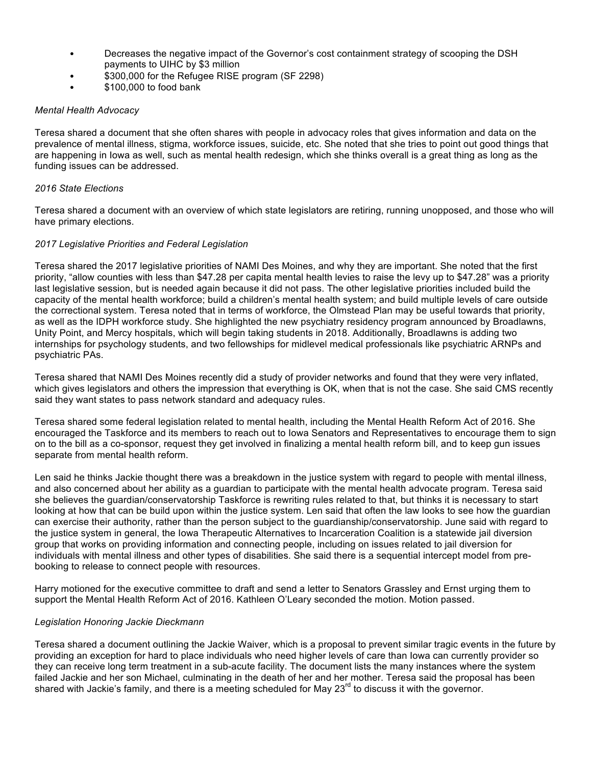- Decreases the negative impact of the Governor's cost containment strategy of scooping the DSH payments to UIHC by $3 million
- $300,000 for the Refugee RISE program (SF 2298)
- $100,000 to food bank

*Mental Health Advocacy*

Teresa shared a document that she often shares with people in advocacy roles that gives information and data on the prevalence of mental illness, stigma, workforce issues, suicide, etc. She noted that she tries to point out good things that are happening in Iowa as well, such as mental health redesign, which she thinks overall is a great thing as long as the funding issues can be addressed.

*2016 State Elections*

Teresa shared a document with an overview of which state legislators are retiring, running unopposed, and those who will have primary elections.

*2017 Legislative Priorities and Federal Legislation*

Teresa shared the 2017 legislative priorities of NAMI Des Moines, and why they are important. She noted that the first priority, "allow counties with less than $47.28 per capita mental health levies to raise the levy up to $47.28" was a priority last legislative session, but is needed again because it did not pass. The other legislative priorities included build the capacity of the mental health workforce; build a children's mental health system; and build multiple levels of care outside the correctional system. Teresa noted that in terms of workforce, the Olmstead Plan may be useful towards that priority, as well as the IDPH workforce study. She highlighted the new psychiatry residency program announced by Broadlawns, Unity Point, and Mercy hospitals, which will begin taking students in 2018. Additionally, Broadlawns is adding two internships for psychology students, and two fellowships for midlevel medical professionals like psychiatric ARNPs and psychiatric PAs.

Teresa shared that NAMI Des Moines recently did a study of provider networks and found that they were very inflated, which gives legislators and others the impression that everything is OK, when that is not the case. She said CMS recently said they want states to pass network standard and adequacy rules.

Teresa shared some federal legislation related to mental health, including the Mental Health Reform Act of 2016. She encouraged the Taskforce and its members to reach out to Iowa Senators and Representatives to encourage them to sign on to the bill as a co-sponsor, request they get involved in finalizing a mental health reform bill, and to keep gun issues separate from mental health reform.

Len said he thinks Jackie thought there was a breakdown in the justice system with regard to people with mental illness, and also concerned about her ability as a guardian to participate with the mental health advocate program. Teresa said she believes the guardian/conservatorship Taskforce is rewriting rules related to that, but thinks it is necessary to start looking at how that can be build upon within the justice system. Len said that often the law looks to see how the guardian can exercise their authority, rather than the person subject to the guardianship/conservatorship. June said with regard to the justice system in general, the Iowa Therapeutic Alternatives to Incarceration Coalition is a statewide jail diversion group that works on providing information and connecting people, including on issues related to jail diversion for individuals with mental illness and other types of disabilities. She said there is a sequential intercept model from pre-booking to release to connect people with resources.

Harry motioned for the executive committee to draft and send a letter to Senators Grassley and Ernst urging them to support the Mental Health Reform Act of 2016. Kathleen O'Leary seconded the motion. Motion passed.

*Legislation Honoring Jackie Dieckmann*

Teresa shared a document outlining the Jackie Waiver, which is a proposal to prevent similar tragic events in the future by providing an exception for hard to place individuals who need higher levels of care than Iowa can currently provider so they can receive long term treatment in a sub-acute facility. The document lists the many instances where the system failed Jackie and her son Michael, culminating in the death of her and her mother. Teresa said the proposal has been shared with Jackie's family, and there is a meeting scheduled for May 23rd to discuss it with the governor.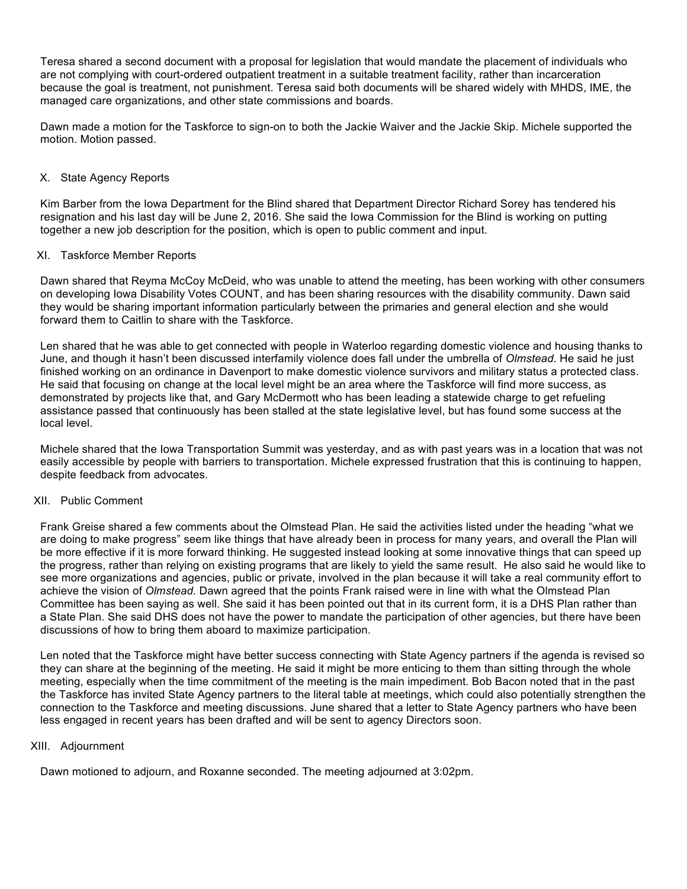Teresa shared a second document with a proposal for legislation that would mandate the placement of individuals who are not complying with court-ordered outpatient treatment in a suitable treatment facility, rather than incarceration because the goal is treatment, not punishment. Teresa said both documents will be shared widely with MHDS, IME, the managed care organizations, and other state commissions and boards.

Dawn made a motion for the Taskforce to sign-on to both the Jackie Waiver and the Jackie Skip. Michele supported the motion. Motion passed.

## X. State Agency Reports

Kim Barber from the Iowa Department for the Blind shared that Department Director Richard Sorey has tendered his resignation and his last day will be June 2, 2016. She said the Iowa Commission for the Blind is working on putting together a new job description for the position, which is open to public comment and input.

## XI. Taskforce Member Reports

Dawn shared that Reyma McCoy McDeid, who was unable to attend the meeting, has been working with other consumers on developing Iowa Disability Votes COUNT, and has been sharing resources with the disability community. Dawn said they would be sharing important information particularly between the primaries and general election and she would forward them to Caitlin to share with the Taskforce.

Len shared that he was able to get connected with people in Waterloo regarding domestic violence and housing thanks to June, and though it hasn't been discussed interfamily violence does fall under the umbrella of *Olmstead*. He said he just finished working on an ordinance in Davenport to make domestic violence survivors and military status a protected class. He said that focusing on change at the local level might be an area where the Taskforce will find more success, as demonstrated by projects like that, and Gary McDermott who has been leading a statewide charge to get refueling assistance passed that continuously has been stalled at the state legislative level, but has found some success at the local level.

Michele shared that the Iowa Transportation Summit was yesterday, and as with past years was in a location that was not easily accessible by people with barriers to transportation. Michele expressed frustration that this is continuing to happen, despite feedback from advocates.

## XII. Public Comment

Frank Greise shared a few comments about the Olmstead Plan. He said the activities listed under the heading "what we are doing to make progress" seem like things that have already been in process for many years, and overall the Plan will be more effective if it is more forward thinking. He suggested instead looking at some innovative things that can speed up the progress, rather than relying on existing programs that are likely to yield the same result. He also said he would like to see more organizations and agencies, public or private, involved in the plan because it will take a real community effort to achieve the vision of *Olmstead.* Dawn agreed that the points Frank raised were in line with what the Olmstead Plan Committee has been saying as well. She said it has been pointed out that in its current form, it is a DHS Plan rather than a State Plan. She said DHS does not have the power to mandate the participation of other agencies, but there have been discussions of how to bring them aboard to maximize participation.

Len noted that the Taskforce might have better success connecting with State Agency partners if the agenda is revised so they can share at the beginning of the meeting. He said it might be more enticing to them than sitting through the whole meeting, especially when the time commitment of the meeting is the main impediment. Bob Bacon noted that in the past the Taskforce has invited State Agency partners to the literal table at meetings, which could also potentially strengthen the connection to the Taskforce and meeting discussions. June shared that a letter to State Agency partners who have been less engaged in recent years has been drafted and will be sent to agency Directors soon.

## XIII. Adjournment

Dawn motioned to adjourn, and Roxanne seconded. The meeting adjourned at 3:02pm.